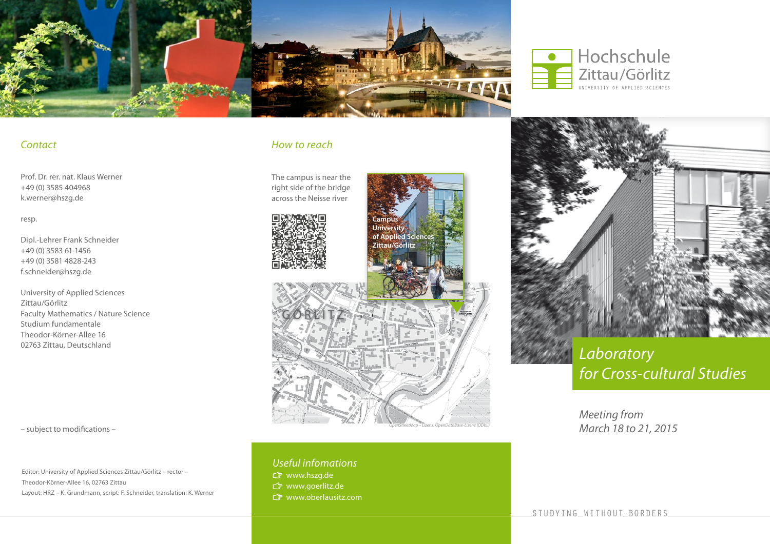Hochschule
Zittau/Görlitz
UNIVERSITY OF APPLIED SCIENCES

## *Contact*

Prof. Dr. rer. nat. Klaus Werner
+49 (0) 3585 404968
k.werner@hszg.de

resp.

Dipl.-Lehrer Frank Schneider
+49 (0) 3583 61-1456
+49 (0) 3581 4828-243
f.schneider@hszg.de

University of Applied Sciences
Zittau/Görlitz
Faculty Mathematics / Nature Science
Studium fundamentale
Theodor-Körner-Allee 16
02763 Zittau, Deutschland

– subject to modifications –

Editor: University of Applied Sciences Zittau/Görlitz – rector –
Theodor-Körner-Allee 16, 02763 Zittau
Layout: HRZ – K. Grundmann, script: F. Schneider, translation: K. Werner

## *How to reach*

The campus is near the right side of the bridge across the Neisse river

Campus
University
of Applied Sciences
Zittau/Görlitz

GÖRLITZ

OpenStreetMap – Lizenz: OpenDataBase-Lizenz (ODbL)

## *Useful infomations*

- www.hszg.de
- www.goerlitz.de
- www.oberlausitz.com

# *Laboratory for Cross-cultural Studies*

*Meeting from March 18 to 21, 2015*

STUDYING_WITHOUT_BORDERS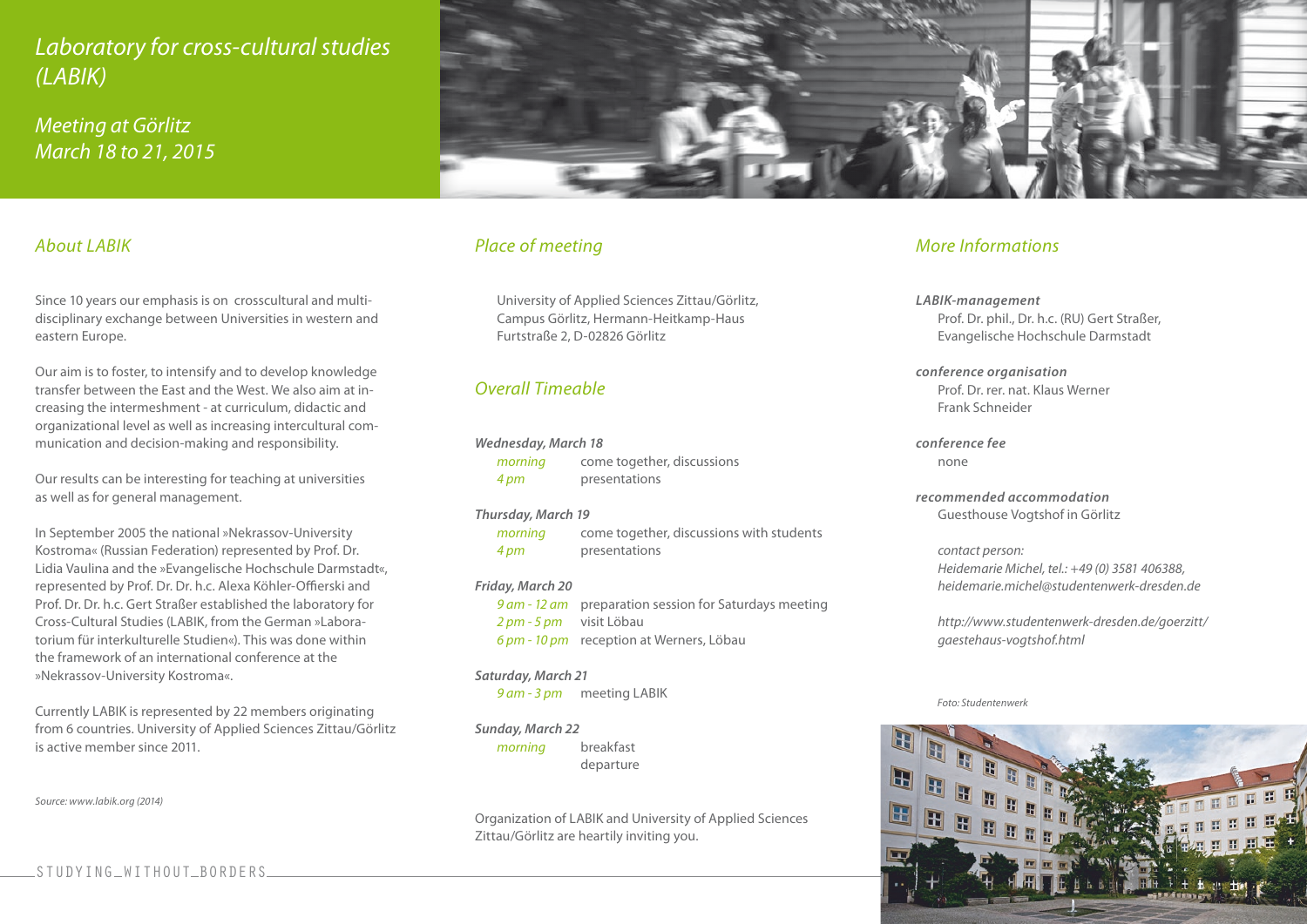# Laboratory for cross-cultural studies (LABIK)

## Meeting at Görlitz
## March 18 to 21, 2015

## *About LABIK*

Since 10 years our emphasis is on crosscultural and multidisciplinary exchange between Universities in western and eastern Europe.

Our aim is to foster, to intensify and to develop knowledge transfer between the East and the West. We also aim at increasing the intermeshment - at curriculum, didactic and organizational level as well as increasing intercultural communication and decision-making and responsibility.

Our results can be interesting for teaching at universities as well as for general management.

In September 2005 the national »Nekrassov-University Kostroma« (Russian Federation) represented by Prof. Dr. Lidia Vaulina and the »Evangelische Hochschule Darmstadt«, represented by Prof. Dr. Dr. h.c. Alexa Köhler-Offierski and Prof. Dr. Dr. h.c. Gert Straßer established the laboratory for Cross-Cultural Studies (LABIK, from the German »Laboratorium für interkulturelle Studien«). This was done within the framework of an international conference at the »Nekrassov-University Kostroma«.

Currently LABIK is represented by 22 members originating from 6 countries. University of Applied Sciences Zittau/Görlitz is active member since 2011.

*Source: www.labik.org (2014)*

## *Place of meeting*

University of Applied Sciences Zittau/Görlitz,
Campus Görlitz, Hermann-Heitkamp-Haus
Furtstraße 2, D-02826 Görlitz

## *Overall Timeable*

***Wednesday, March 18***
*morning* come together, discussions
*4 pm* presentations

***Thursday, March 19***
*morning* come together, discussions with students
*4 pm* presentations

***Friday, March 20***
*9 am - 12 am* preparation session for Saturdays meeting
*2 pm - 5 pm* visit Löbau
*6 pm - 10 pm* reception at Werners, Löbau

***Saturday, March 21***
*9 am - 3 pm* meeting LABIK

***Sunday, March 22***
*morning* breakfast
departure

Organization of LABIK and University of Applied Sciences Zittau/Görlitz are heartily inviting you.

## *More Informations*

***LABIK-management***
Prof. Dr. phil., Dr. h.c. (RU) Gert Straßer,
Evangelische Hochschule Darmstadt

***conference organisation***
Prof. Dr. rer. nat. Klaus Werner
Frank Schneider

***conference fee***
none

***recommended accommodation***
Guesthouse Vogtshof in Görlitz

*contact person:*
*Heidemarie Michel, tel.: +49 (0) 3581 406388,*
*heidemarie.michel@studentenwerk-dresden.de*

*http://www.studentenwerk-dresden.de/goerzitt/gaestehaus-vogtshof.html*

*Foto: Studentenwerk*

STUDYING_WITHOUT_BORDERS